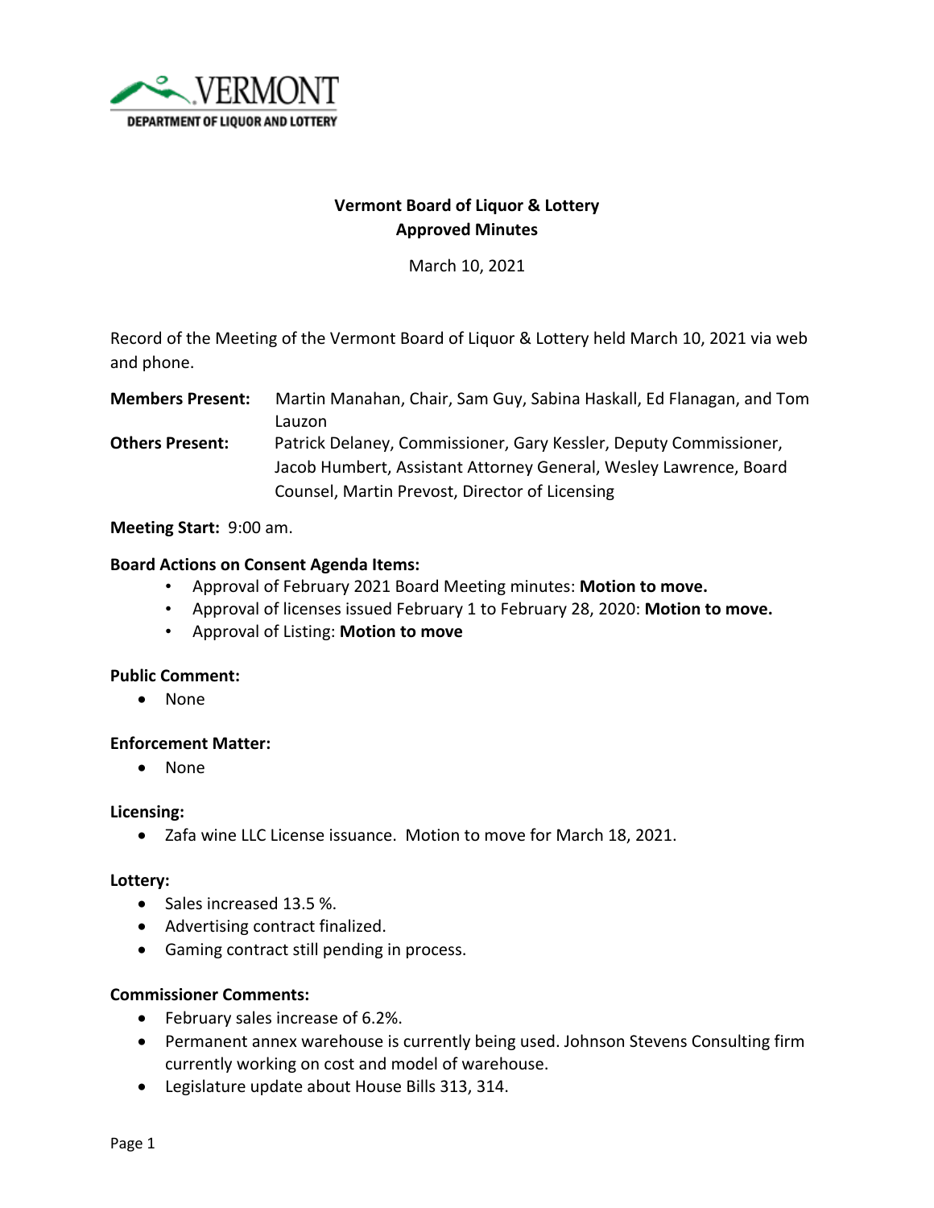VERMONT
DEPARTMENT OF LIQUOR AND LOTTERY

**Vermont Board of Liquor & Lottery**
**Approved Minutes**

March 10, 2021

Record of the Meeting of the Vermont Board of Liquor & Lottery held March 10, 2021 via web and phone.

**Members Present:** Martin Manahan, Chair, Sam Guy, Sabina Haskall, Ed Flanagan, and Tom Lauzon

**Others Present:** Patrick Delaney, Commissioner, Gary Kessler, Deputy Commissioner, Jacob Humbert, Assistant Attorney General, Wesley Lawrence, Board Counsel, Martin Prevost, Director of Licensing

**Meeting Start:** 9:00 am.

**Board Actions on Consent Agenda Items:**

- Approval of February 2021 Board Meeting minutes: **Motion to move.**
- Approval of licenses issued February 1 to February 28, 2020: **Motion to move.**
- Approval of Listing: **Motion to move**

**Public Comment:**

- None

**Enforcement Matter:**

- None

**Licensing:**

- Zafa wine LLC License issuance. Motion to move for March 18, 2021.

**Lottery:**

- Sales increased 13.5 %.
- Advertising contract finalized.
- Gaming contract still pending in process.

**Commissioner Comments:**

- February sales increase of 6.2%.
- Permanent annex warehouse is currently being used. Johnson Stevens Consulting firm currently working on cost and model of warehouse.
- Legislature update about House Bills 313, 314.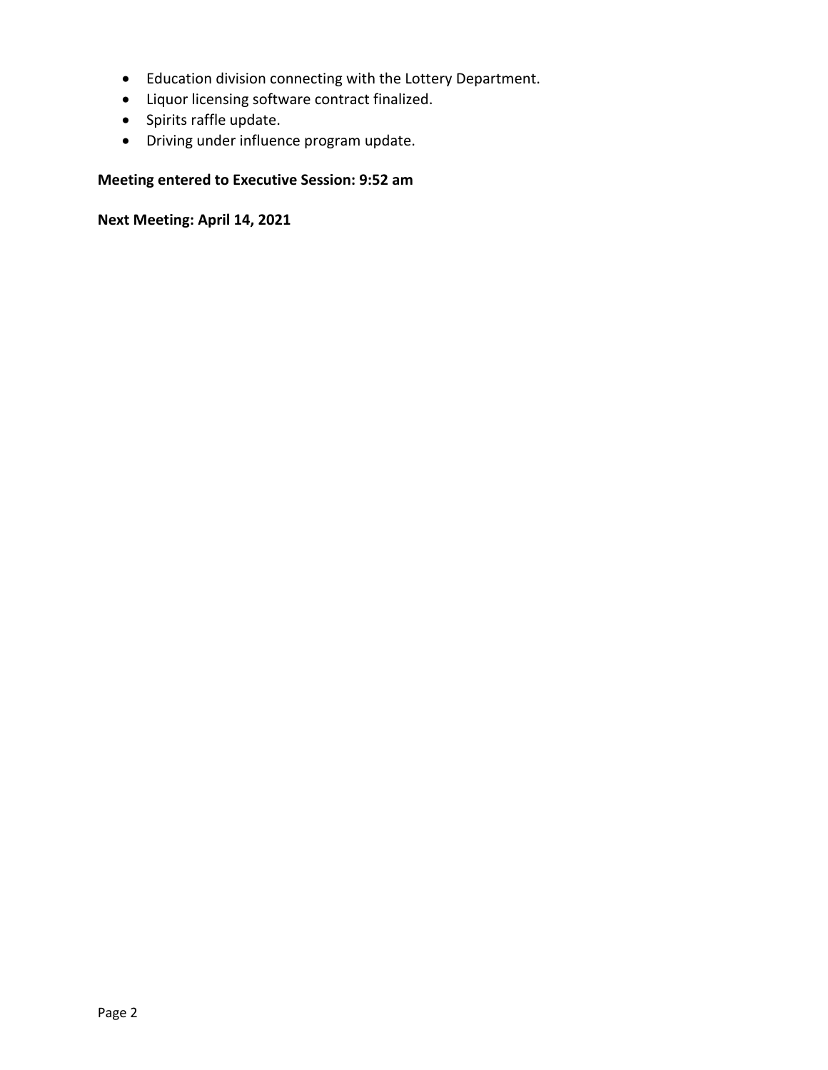- Education division connecting with the Lottery Department.
- Liquor licensing software contract finalized.
- Spirits raffle update.
- Driving under influence program update.

**Meeting entered to Executive Session: 9:52 am**

**Next Meeting: April 14, 2021**